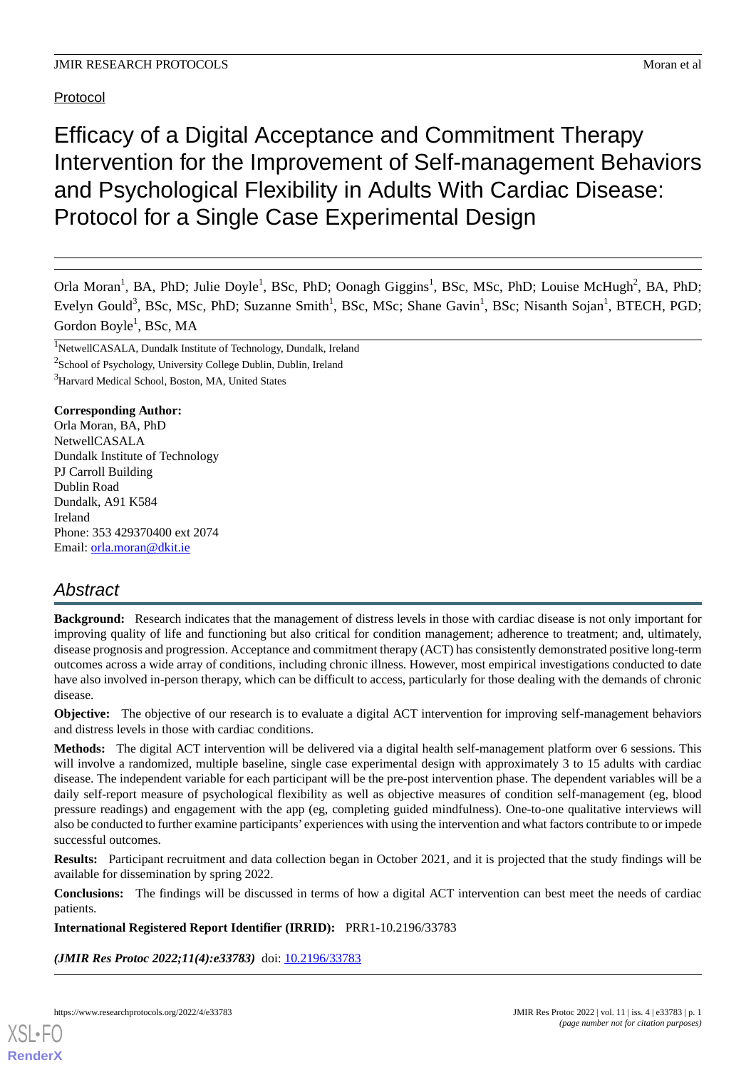Protocol

# Efficacy of a Digital Acceptance and Commitment Therapy Intervention for the Improvement of Self-management Behaviors and Psychological Flexibility in Adults With Cardiac Disease: Protocol for a Single Case Experimental Design

Orla Moran[1], BA, PhD; Julie Doyle[1], BSc, PhD; Oonagh Giggins[1], BSc, MSc, PhD; Louise McHugh[2], BA, PhD; Evelyn Gould[3], BSc, MSc, PhD; Suzanne Smith[1], BSc, MSc; Shane Gavin[1], BSc; Nisanth Sojan[1], BTECH, PGD; Gordon Boyle[1], BSc, MA

[1]NetwellCASALA, Dundalk Institute of Technology, Dundalk, Ireland

[2]School of Psychology, University College Dublin, Dublin, Ireland

[3]Harvard Medical School, Boston, MA, United States

**Corresponding Author:**
Orla Moran, BA, PhD
NetwellCASALA
Dundalk Institute of Technology
PJ Carroll Building
Dublin Road
Dundalk, A91 K584
Ireland
Phone: 353 429370400 ext 2074
Email: orla.moran@dkit.ie

## Abstract

**Background:** Research indicates that the management of distress levels in those with cardiac disease is not only important for improving quality of life and functioning but also critical for condition management; adherence to treatment; and, ultimately, disease prognosis and progression. Acceptance and commitment therapy (ACT) has consistently demonstrated positive long-term outcomes across a wide array of conditions, including chronic illness. However, most empirical investigations conducted to date have also involved in-person therapy, which can be difficult to access, particularly for those dealing with the demands of chronic disease.

**Objective:** The objective of our research is to evaluate a digital ACT intervention for improving self-management behaviors and distress levels in those with cardiac conditions.

**Methods:** The digital ACT intervention will be delivered via a digital health self-management platform over 6 sessions. This will involve a randomized, multiple baseline, single case experimental design with approximately 3 to 15 adults with cardiac disease. The independent variable for each participant will be the pre-post intervention phase. The dependent variables will be a daily self-report measure of psychological flexibility as well as objective measures of condition self-management (eg, blood pressure readings) and engagement with the app (eg, completing guided mindfulness). One-to-one qualitative interviews will also be conducted to further examine participants' experiences with using the intervention and what factors contribute to or impede successful outcomes.

**Results:** Participant recruitment and data collection began in October 2021, and it is projected that the study findings will be available for dissemination by spring 2022.

**Conclusions:** The findings will be discussed in terms of how a digital ACT intervention can best meet the needs of cardiac patients.

**International Registered Report Identifier (IRRID):** PRR1-10.2196/33783

***(JMIR Res Protoc 2022;11(4):e33783)*** doi: 10.2196/33783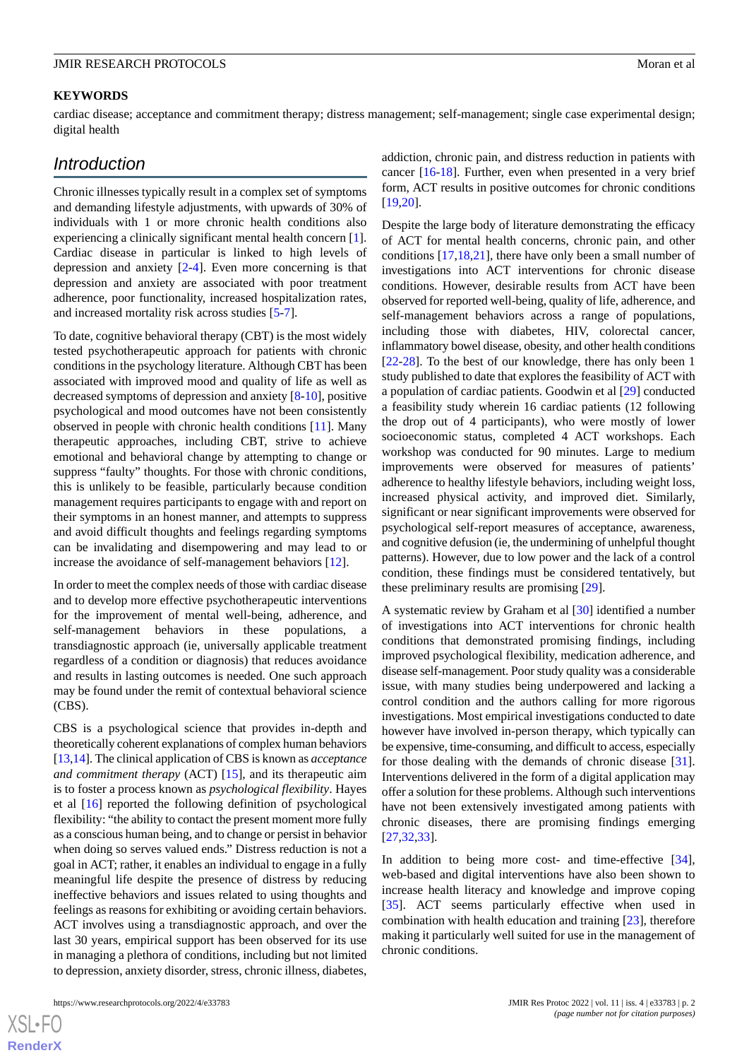**KEYWORDS**

cardiac disease; acceptance and commitment therapy; distress management; self-management; single case experimental design; digital health

## Introduction

Chronic illnesses typically result in a complex set of symptoms and demanding lifestyle adjustments, with upwards of 30% of individuals with 1 or more chronic health conditions also experiencing a clinically significant mental health concern [1]. Cardiac disease in particular is linked to high levels of depression and anxiety [2-4]. Even more concerning is that depression and anxiety are associated with poor treatment adherence, poor functionality, increased hospitalization rates, and increased mortality risk across studies [5-7].

To date, cognitive behavioral therapy (CBT) is the most widely tested psychotherapeutic approach for patients with chronic conditions in the psychology literature. Although CBT has been associated with improved mood and quality of life as well as decreased symptoms of depression and anxiety [8-10], positive psychological and mood outcomes have not been consistently observed in people with chronic health conditions [11]. Many therapeutic approaches, including CBT, strive to achieve emotional and behavioral change by attempting to change or suppress "faulty" thoughts. For those with chronic conditions, this is unlikely to be feasible, particularly because condition management requires participants to engage with and report on their symptoms in an honest manner, and attempts to suppress and avoid difficult thoughts and feelings regarding symptoms can be invalidating and disempowering and may lead to or increase the avoidance of self-management behaviors [12].

In order to meet the complex needs of those with cardiac disease and to develop more effective psychotherapeutic interventions for the improvement of mental well-being, adherence, and self-management behaviors in these populations, a transdiagnostic approach (ie, universally applicable treatment regardless of a condition or diagnosis) that reduces avoidance and results in lasting outcomes is needed. One such approach may be found under the remit of contextual behavioral science (CBS).

CBS is a psychological science that provides in-depth and theoretically coherent explanations of complex human behaviors [13,14]. The clinical application of CBS is known as *acceptance and commitment therapy* (ACT) [15], and its therapeutic aim is to foster a process known as *psychological flexibility*. Hayes et al [16] reported the following definition of psychological flexibility: "the ability to contact the present moment more fully as a conscious human being, and to change or persist in behavior when doing so serves valued ends." Distress reduction is not a goal in ACT; rather, it enables an individual to engage in a fully meaningful life despite the presence of distress by reducing ineffective behaviors and issues related to using thoughts and feelings as reasons for exhibiting or avoiding certain behaviors. ACT involves using a transdiagnostic approach, and over the last 30 years, empirical support has been observed for its use in managing a plethora of conditions, including but not limited to depression, anxiety disorder, stress, chronic illness, diabetes, addiction, chronic pain, and distress reduction in patients with cancer [16-18]. Further, even when presented in a very brief form, ACT results in positive outcomes for chronic conditions [19,20].

Despite the large body of literature demonstrating the efficacy of ACT for mental health concerns, chronic pain, and other conditions [17,18,21], there have only been a small number of investigations into ACT interventions for chronic disease conditions. However, desirable results from ACT have been observed for reported well-being, quality of life, adherence, and self-management behaviors across a range of populations, including those with diabetes, HIV, colorectal cancer, inflammatory bowel disease, obesity, and other health conditions [22-28]. To the best of our knowledge, there has only been 1 study published to date that explores the feasibility of ACT with a population of cardiac patients. Goodwin et al [29] conducted a feasibility study wherein 16 cardiac patients (12 following the drop out of 4 participants), who were mostly of lower socioeconomic status, completed 4 ACT workshops. Each workshop was conducted for 90 minutes. Large to medium improvements were observed for measures of patients' adherence to healthy lifestyle behaviors, including weight loss, increased physical activity, and improved diet. Similarly, significant or near significant improvements were observed for psychological self-report measures of acceptance, awareness, and cognitive defusion (ie, the undermining of unhelpful thought patterns). However, due to low power and the lack of a control condition, these findings must be considered tentatively, but these preliminary results are promising [29].

A systematic review by Graham et al [30] identified a number of investigations into ACT interventions for chronic health conditions that demonstrated promising findings, including improved psychological flexibility, medication adherence, and disease self-management. Poor study quality was a considerable issue, with many studies being underpowered and lacking a control condition and the authors calling for more rigorous investigations. Most empirical investigations conducted to date however have involved in-person therapy, which typically can be expensive, time-consuming, and difficult to access, especially for those dealing with the demands of chronic disease [31]. Interventions delivered in the form of a digital application may offer a solution for these problems. Although such interventions have not been extensively investigated among patients with chronic diseases, there are promising findings emerging [27,32,33].

In addition to being more cost- and time-effective [34], web-based and digital interventions have also been shown to increase health literacy and knowledge and improve coping [35]. ACT seems particularly effective when used in combination with health education and training [23], therefore making it particularly well suited for use in the management of chronic conditions.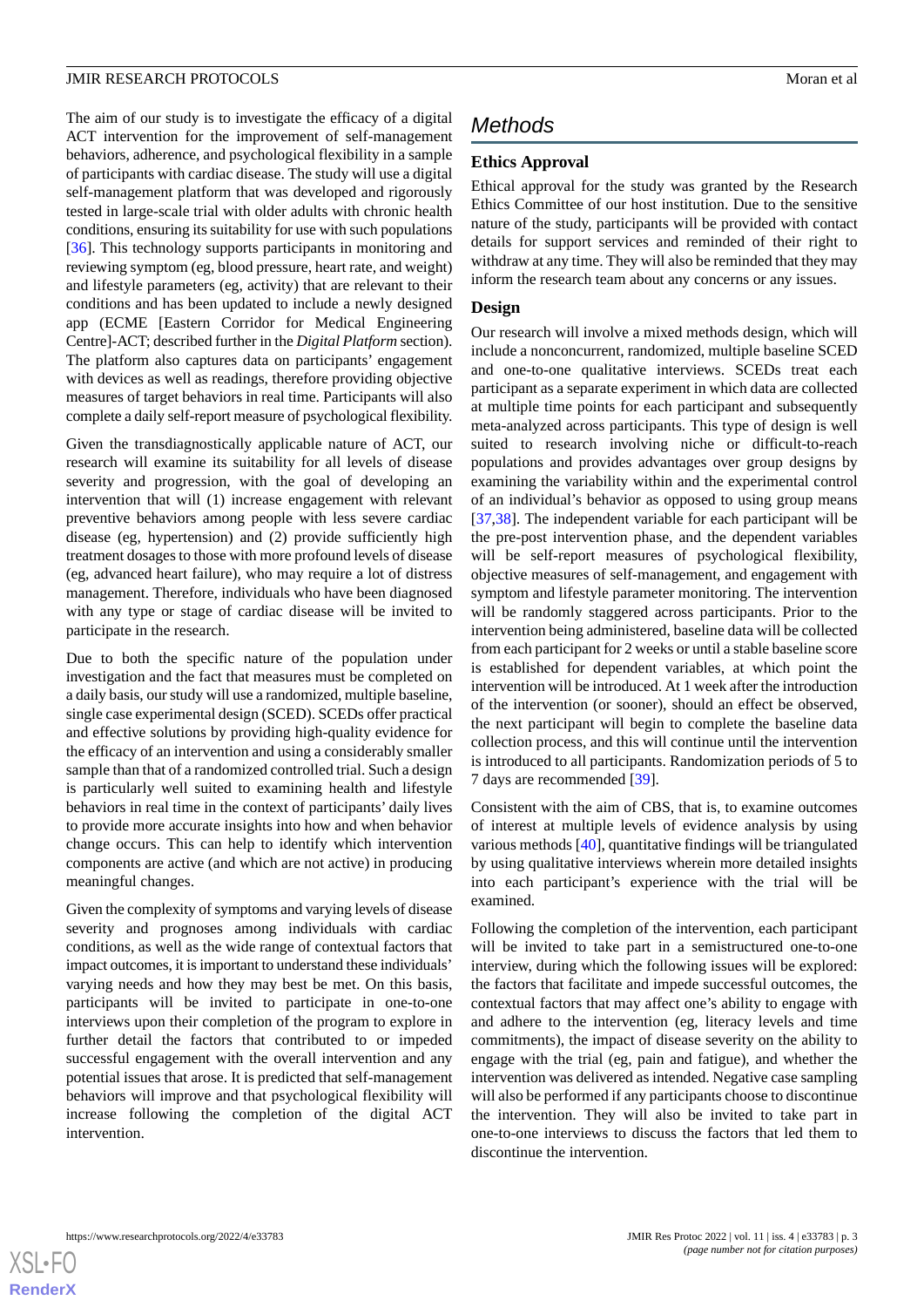The aim of our study is to investigate the efficacy of a digital ACT intervention for the improvement of self-management behaviors, adherence, and psychological flexibility in a sample of participants with cardiac disease. The study will use a digital self-management platform that was developed and rigorously tested in large-scale trial with older adults with chronic health conditions, ensuring its suitability for use with such populations [36]. This technology supports participants in monitoring and reviewing symptom (eg, blood pressure, heart rate, and weight) and lifestyle parameters (eg, activity) that are relevant to their conditions and has been updated to include a newly designed app (ECME [Eastern Corridor for Medical Engineering Centre]-ACT; described further in the *Digital Platform* section). The platform also captures data on participants' engagement with devices as well as readings, therefore providing objective measures of target behaviors in real time. Participants will also complete a daily self-report measure of psychological flexibility.

Given the transdiagnostically applicable nature of ACT, our research will examine its suitability for all levels of disease severity and progression, with the goal of developing an intervention that will (1) increase engagement with relevant preventive behaviors among people with less severe cardiac disease (eg, hypertension) and (2) provide sufficiently high treatment dosages to those with more profound levels of disease (eg, advanced heart failure), who may require a lot of distress management. Therefore, individuals who have been diagnosed with any type or stage of cardiac disease will be invited to participate in the research.

Due to both the specific nature of the population under investigation and the fact that measures must be completed on a daily basis, our study will use a randomized, multiple baseline, single case experimental design (SCED). SCEDs offer practical and effective solutions by providing high-quality evidence for the efficacy of an intervention and using a considerably smaller sample than that of a randomized controlled trial. Such a design is particularly well suited to examining health and lifestyle behaviors in real time in the context of participants' daily lives to provide more accurate insights into how and when behavior change occurs. This can help to identify which intervention components are active (and which are not active) in producing meaningful changes.

Given the complexity of symptoms and varying levels of disease severity and prognoses among individuals with cardiac conditions, as well as the wide range of contextual factors that impact outcomes, it is important to understand these individuals' varying needs and how they may best be met. On this basis, participants will be invited to participate in one-to-one interviews upon their completion of the program to explore in further detail the factors that contributed to or impeded successful engagement with the overall intervention and any potential issues that arose. It is predicted that self-management behaviors will improve and that psychological flexibility will increase following the completion of the digital ACT intervention.

# Methods

## Ethics Approval

Ethical approval for the study was granted by the Research Ethics Committee of our host institution. Due to the sensitive nature of the study, participants will be provided with contact details for support services and reminded of their right to withdraw at any time. They will also be reminded that they may inform the research team about any concerns or any issues.

## Design

Our research will involve a mixed methods design, which will include a nonconcurrent, randomized, multiple baseline SCED and one-to-one qualitative interviews. SCEDs treat each participant as a separate experiment in which data are collected at multiple time points for each participant and subsequently meta-analyzed across participants. This type of design is well suited to research involving niche or difficult-to-reach populations and provides advantages over group designs by examining the variability within and the experimental control of an individual's behavior as opposed to using group means [37,38]. The independent variable for each participant will be the pre-post intervention phase, and the dependent variables will be self-report measures of psychological flexibility, objective measures of self-management, and engagement with symptom and lifestyle parameter monitoring. The intervention will be randomly staggered across participants. Prior to the intervention being administered, baseline data will be collected from each participant for 2 weeks or until a stable baseline score is established for dependent variables, at which point the intervention will be introduced. At 1 week after the introduction of the intervention (or sooner), should an effect be observed, the next participant will begin to complete the baseline data collection process, and this will continue until the intervention is introduced to all participants. Randomization periods of 5 to 7 days are recommended [39].

Consistent with the aim of CBS, that is, to examine outcomes of interest at multiple levels of evidence analysis by using various methods [40], quantitative findings will be triangulated by using qualitative interviews wherein more detailed insights into each participant's experience with the trial will be examined.

Following the completion of the intervention, each participant will be invited to take part in a semistructured one-to-one interview, during which the following issues will be explored: the factors that facilitate and impede successful outcomes, the contextual factors that may affect one's ability to engage with and adhere to the intervention (eg, literacy levels and time commitments), the impact of disease severity on the ability to engage with the trial (eg, pain and fatigue), and whether the intervention was delivered as intended. Negative case sampling will also be performed if any participants choose to discontinue the intervention. They will also be invited to take part in one-to-one interviews to discuss the factors that led them to discontinue the intervention.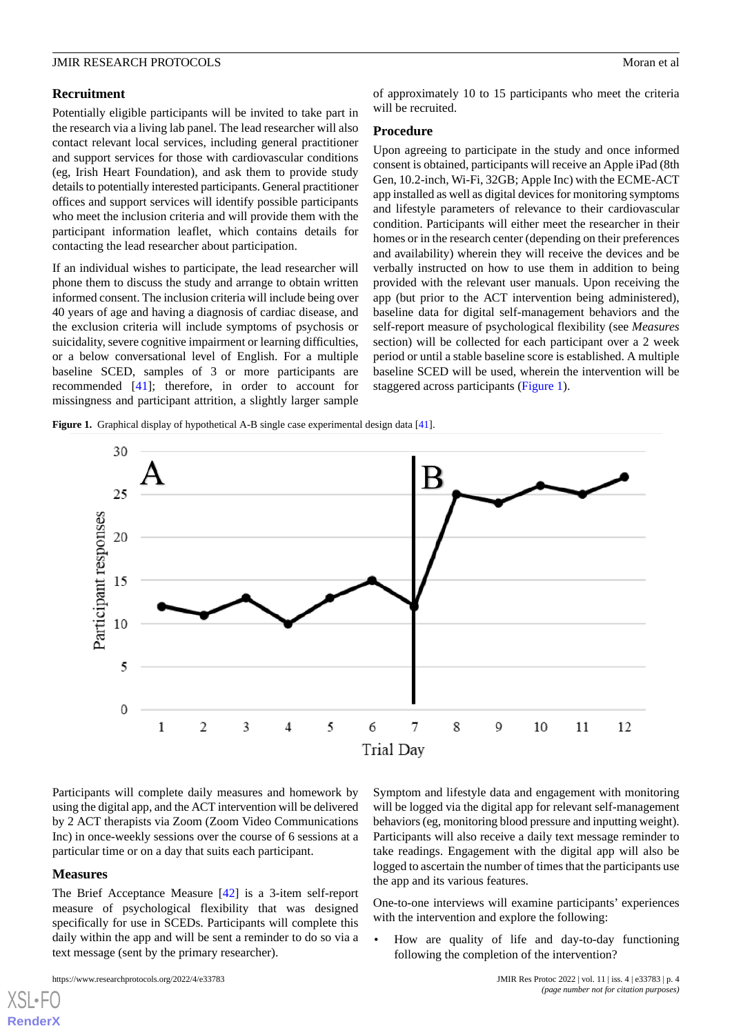## Recruitment

Potentially eligible participants will be invited to take part in the research via a living lab panel. The lead researcher will also contact relevant local services, including general practitioner and support services for those with cardiovascular conditions (eg, Irish Heart Foundation), and ask them to provide study details to potentially interested participants. General practitioner offices and support services will identify possible participants who meet the inclusion criteria and will provide them with the participant information leaflet, which contains details for contacting the lead researcher about participation.

If an individual wishes to participate, the lead researcher will phone them to discuss the study and arrange to obtain written informed consent. The inclusion criteria will include being over 40 years of age and having a diagnosis of cardiac disease, and the exclusion criteria will include symptoms of psychosis or suicidality, severe cognitive impairment or learning difficulties, or a below conversational level of English. For a multiple baseline SCED, samples of 3 or more participants are recommended [41]; therefore, in order to account for missingness and participant attrition, a slightly larger sample of approximately 10 to 15 participants who meet the criteria will be recruited.

## Procedure

Upon agreeing to participate in the study and once informed consent is obtained, participants will receive an Apple iPad (8th Gen, 10.2-inch, Wi-Fi, 32GB; Apple Inc) with the ECME-ACT app installed as well as digital devices for monitoring symptoms and lifestyle parameters of relevance to their cardiovascular condition. Participants will either meet the researcher in their homes or in the research center (depending on their preferences and availability) wherein they will receive the devices and be verbally instructed on how to use them in addition to being provided with the relevant user manuals. Upon receiving the app (but prior to the ACT intervention being administered), baseline data for digital self-management behaviors and the self-report measure of psychological flexibility (see *Measures* section) will be collected for each participant over a 2 week period or until a stable baseline score is established. A multiple baseline SCED will be used, wherein the intervention will be staggered across participants (Figure 1).

**Figure 1.** Graphical display of hypothetical A-B single case experimental design data [41].

Participants will complete daily measures and homework by using the digital app, and the ACT intervention will be delivered by 2 ACT therapists via Zoom (Zoom Video Communications Inc) in once-weekly sessions over the course of 6 sessions at a particular time or on a day that suits each participant.

## Measures

The Brief Acceptance Measure [42] is a 3-item self-report measure of psychological flexibility that was designed specifically for use in SCEDs. Participants will complete this daily within the app and will be sent a reminder to do so via a text message (sent by the primary researcher).

Symptom and lifestyle data and engagement with monitoring will be logged via the digital app for relevant self-management behaviors (eg, monitoring blood pressure and inputting weight). Participants will also receive a daily text message reminder to take readings. Engagement with the digital app will also be logged to ascertain the number of times that the participants use the app and its various features.

One-to-one interviews will examine participants' experiences with the intervention and explore the following:

- How are quality of life and day-to-day functioning following the completion of the intervention?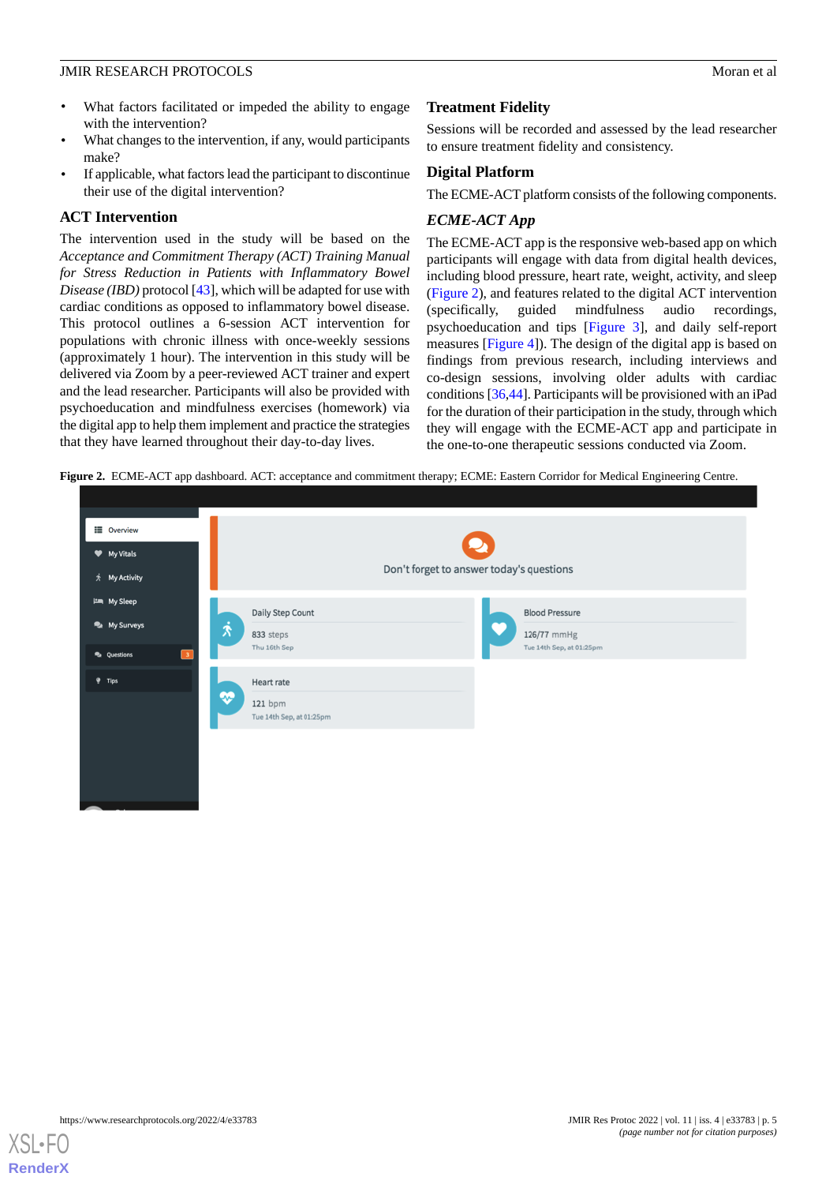- What factors facilitated or impeded the ability to engage with the intervention?
- What changes to the intervention, if any, would participants make?
- If applicable, what factors lead the participant to discontinue their use of the digital intervention?

## ACT Intervention

The intervention used in the study will be based on the *Acceptance and Commitment Therapy (ACT) Training Manual for Stress Reduction in Patients with Inflammatory Bowel Disease (IBD)* protocol [43], which will be adapted for use with cardiac conditions as opposed to inflammatory bowel disease. This protocol outlines a 6-session ACT intervention for populations with chronic illness with once-weekly sessions (approximately 1 hour). The intervention in this study will be delivered via Zoom by a peer-reviewed ACT trainer and expert and the lead researcher. Participants will also be provided with psychoeducation and mindfulness exercises (homework) via the digital app to help them implement and practice the strategies that they have learned throughout their day-to-day lives.

## Treatment Fidelity

Sessions will be recorded and assessed by the lead researcher to ensure treatment fidelity and consistency.

## Digital Platform

The ECME-ACT platform consists of the following components.

### *ECME-ACT App*

The ECME-ACT app is the responsive web-based app on which participants will engage with data from digital health devices, including blood pressure, heart rate, weight, activity, and sleep (Figure 2), and features related to the digital ACT intervention (specifically, guided mindfulness audio recordings, psychoeducation and tips [Figure 3], and daily self-report measures [Figure 4]). The design of the digital app is based on findings from previous research, including interviews and co-design sessions, involving older adults with cardiac conditions [36,44]. Participants will be provisioned with an iPad for the duration of their participation in the study, through which they will engage with the ECME-ACT app and participate in the one-to-one therapeutic sessions conducted via Zoom.

**Figure 2.** ECME-ACT app dashboard. ACT: acceptance and commitment therapy; ECME: Eastern Corridor for Medical Engineering Centre.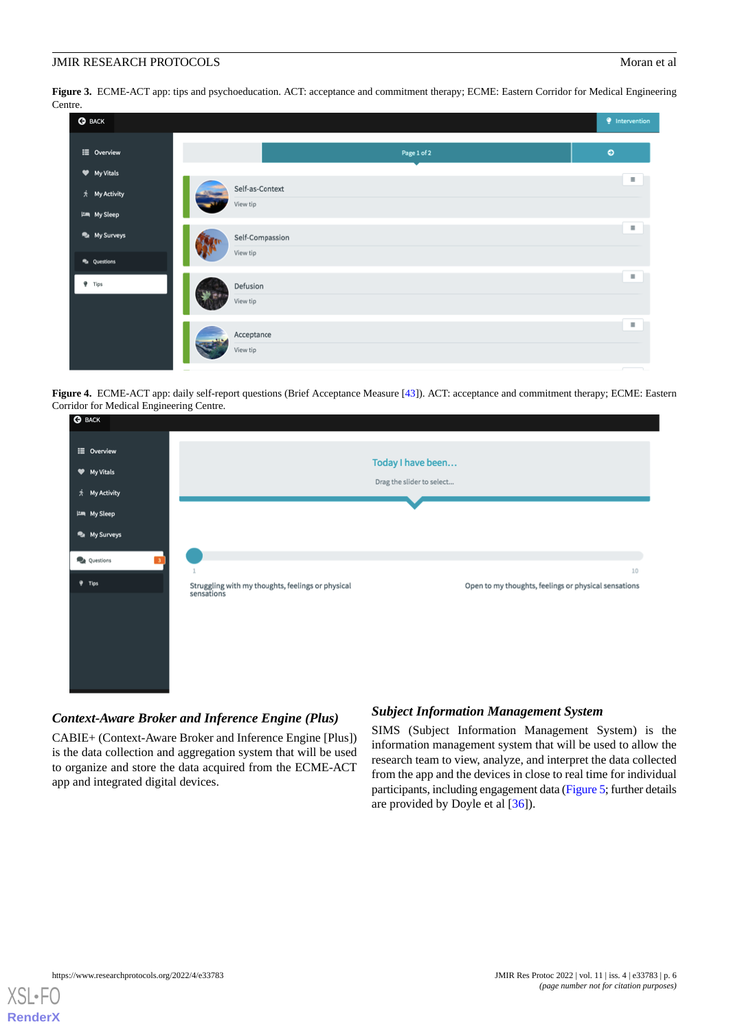**Figure 3.** ECME-ACT app: tips and psychoeducation. ACT: acceptance and commitment therapy; ECME: Eastern Corridor for Medical Engineering Centre.

**Figure 4.** ECME-ACT app: daily self-report questions (Brief Acceptance Measure [43]). ACT: acceptance and commitment therapy; ECME: Eastern Corridor for Medical Engineering Centre.

### *Context-Aware Broker and Inference Engine (Plus)*

CABIE+ (Context-Aware Broker and Inference Engine [Plus]) is the data collection and aggregation system that will be used to organize and store the data acquired from the ECME-ACT app and integrated digital devices.

### *Subject Information Management System*

SIMS (Subject Information Management System) is the information management system that will be used to allow the research team to view, analyze, and interpret the data collected from the app and the devices in close to real time for individual participants, including engagement data (Figure 5; further details are provided by Doyle et al [36]).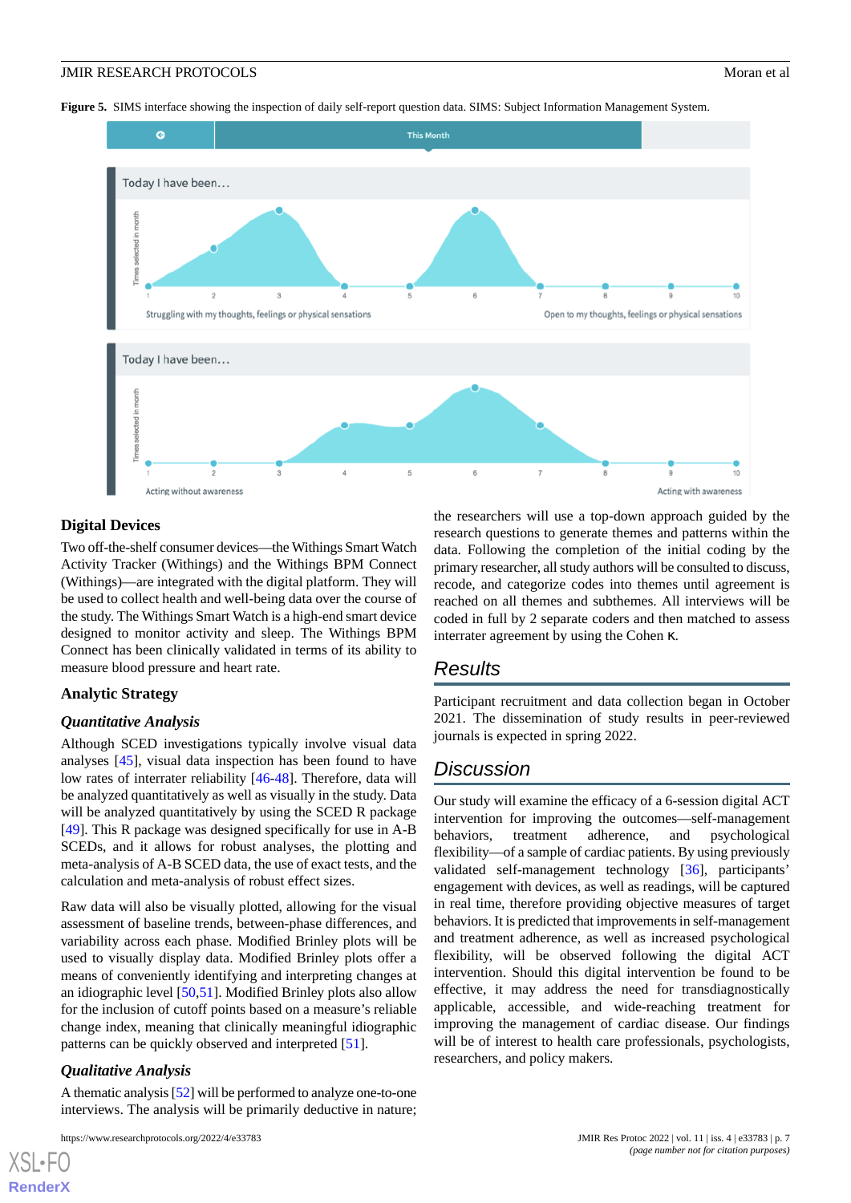**Figure 5.** SIMS interface showing the inspection of daily self-report question data. SIMS: Subject Information Management System.

## Digital Devices

Two off-the-shelf consumer devices—the Withings Smart Watch Activity Tracker (Withings) and the Withings BPM Connect (Withings)—are integrated with the digital platform. They will be used to collect health and well-being data over the course of the study. The Withings Smart Watch is a high-end smart device designed to monitor activity and sleep. The Withings BPM Connect has been clinically validated in terms of its ability to measure blood pressure and heart rate.

## Analytic Strategy

### Quantitative Analysis

Although SCED investigations typically involve visual data analyses [45], visual data inspection has been found to have low rates of interrater reliability [46-48]. Therefore, data will be analyzed quantitatively as well as visually in the study. Data will be analyzed quantitatively by using the SCED R package [49]. This R package was designed specifically for use in A-B SCEDs, and it allows for robust analyses, the plotting and meta-analysis of A-B SCED data, the use of exact tests, and the calculation and meta-analysis of robust effect sizes.

Raw data will also be visually plotted, allowing for the visual assessment of baseline trends, between-phase differences, and variability across each phase. Modified Brinley plots will be used to visually display data. Modified Brinley plots offer a means of conveniently identifying and interpreting changes at an idiographic level [50,51]. Modified Brinley plots also allow for the inclusion of cutoff points based on a measure's reliable change index, meaning that clinically meaningful idiographic patterns can be quickly observed and interpreted [51].

### Qualitative Analysis

A thematic analysis [52] will be performed to analyze one-to-one interviews. The analysis will be primarily deductive in nature; the researchers will use a top-down approach guided by the research questions to generate themes and patterns within the data. Following the completion of the initial coding by the primary researcher, all study authors will be consulted to discuss, recode, and categorize codes into themes until agreement is reached on all themes and subthemes. All interviews will be coded in full by 2 separate coders and then matched to assess interrater agreement by using the Cohen κ.

# Results

Participant recruitment and data collection began in October 2021. The dissemination of study results in peer-reviewed journals is expected in spring 2022.

# Discussion

Our study will examine the efficacy of a 6-session digital ACT intervention for improving the outcomes—self-management behaviors, treatment adherence, and psychological flexibility—of a sample of cardiac patients. By using previously validated self-management technology [36], participants' engagement with devices, as well as readings, will be captured in real time, therefore providing objective measures of target behaviors. It is predicted that improvements in self-management and treatment adherence, as well as increased psychological flexibility, will be observed following the digital ACT intervention. Should this digital intervention be found to be effective, it may address the need for transdiagnostically applicable, accessible, and wide-reaching treatment for improving the management of cardiac disease. Our findings will be of interest to health care professionals, psychologists, researchers, and policy makers.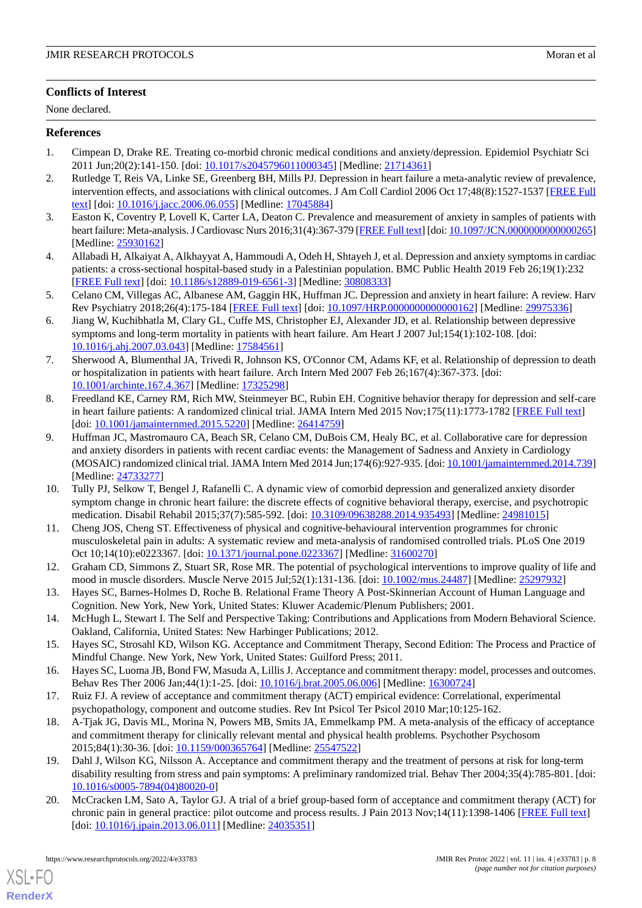## Conflicts of Interest

None declared.

## References

1. Cimpean D, Drake RE. Treating co-morbid chronic medical conditions and anxiety/depression. Epidemiol Psychiatr Sci 2011 Jun;20(2):141-150. [doi: 10.1017/s2045796011000345] [Medline: 21714361]
2. Rutledge T, Reis VA, Linke SE, Greenberg BH, Mills PJ. Depression in heart failure a meta-analytic review of prevalence, intervention effects, and associations with clinical outcomes. J Am Coll Cardiol 2006 Oct 17;48(8):1527-1537 [FREE Full text] [doi: 10.1016/j.jacc.2006.06.055] [Medline: 17045884]
3. Easton K, Coventry P, Lovell K, Carter LA, Deaton C. Prevalence and measurement of anxiety in samples of patients with heart failure: Meta-analysis. J Cardiovasc Nurs 2016;31(4):367-379 [FREE Full text] [doi: 10.1097/JCN.0000000000000265] [Medline: 25930162]
4. Allabadi H, Alkaiyat A, Alkhayyat A, Hammoudi A, Odeh H, Shtayeh J, et al. Depression and anxiety symptoms in cardiac patients: a cross-sectional hospital-based study in a Palestinian population. BMC Public Health 2019 Feb 26;19(1):232 [FREE Full text] [doi: 10.1186/s12889-019-6561-3] [Medline: 30808333]
5. Celano CM, Villegas AC, Albanese AM, Gaggin HK, Huffman JC. Depression and anxiety in heart failure: A review. Harv Rev Psychiatry 2018;26(4):175-184 [FREE Full text] [doi: 10.1097/HRP.0000000000000162] [Medline: 29975336]
6. Jiang W, Kuchibhatla M, Clary GL, Cuffe MS, Christopher EJ, Alexander JD, et al. Relationship between depressive symptoms and long-term mortality in patients with heart failure. Am Heart J 2007 Jul;154(1):102-108. [doi: 10.1016/j.ahj.2007.03.043] [Medline: 17584561]
7. Sherwood A, Blumenthal JA, Trivedi R, Johnson KS, O'Connor CM, Adams KF, et al. Relationship of depression to death or hospitalization in patients with heart failure. Arch Intern Med 2007 Feb 26;167(4):367-373. [doi: 10.1001/archinte.167.4.367] [Medline: 17325298]
8. Freedland KE, Carney RM, Rich MW, Steinmeyer BC, Rubin EH. Cognitive behavior therapy for depression and self-care in heart failure patients: A randomized clinical trial. JAMA Intern Med 2015 Nov;175(11):1773-1782 [FREE Full text] [doi: 10.1001/jamainternmed.2015.5220] [Medline: 26414759]
9. Huffman JC, Mastromauro CA, Beach SR, Celano CM, DuBois CM, Healy BC, et al. Collaborative care for depression and anxiety disorders in patients with recent cardiac events: the Management of Sadness and Anxiety in Cardiology (MOSAIC) randomized clinical trial. JAMA Intern Med 2014 Jun;174(6):927-935. [doi: 10.1001/jamainternmed.2014.739] [Medline: 24733277]
10. Tully PJ, Selkow T, Bengel J, Rafanelli C. A dynamic view of comorbid depression and generalized anxiety disorder symptom change in chronic heart failure: the discrete effects of cognitive behavioral therapy, exercise, and psychotropic medication. Disabil Rehabil 2015;37(7):585-592. [doi: 10.3109/09638288.2014.935493] [Medline: 24981015]
11. Cheng JOS, Cheng ST. Effectiveness of physical and cognitive-behavioural intervention programmes for chronic musculoskeletal pain in adults: A systematic review and meta-analysis of randomised controlled trials. PLoS One 2019 Oct 10;14(10):e0223367. [doi: 10.1371/journal.pone.0223367] [Medline: 31600270]
12. Graham CD, Simmons Z, Stuart SR, Rose MR. The potential of psychological interventions to improve quality of life and mood in muscle disorders. Muscle Nerve 2015 Jul;52(1):131-136. [doi: 10.1002/mus.24487] [Medline: 25297932]
13. Hayes SC, Barnes-Holmes D, Roche B. Relational Frame Theory A Post-Skinnerian Account of Human Language and Cognition. New York, New York, United States: Kluwer Academic/Plenum Publishers; 2001.
14. McHugh L, Stewart I. The Self and Perspective Taking: Contributions and Applications from Modern Behavioral Science. Oakland, California, United States: New Harbinger Publications; 2012.
15. Hayes SC, Strosahl KD, Wilson KG. Acceptance and Commitment Therapy, Second Edition: The Process and Practice of Mindful Change. New York, New York, United States: Guilford Press; 2011.
16. Hayes SC, Luoma JB, Bond FW, Masuda A, Lillis J. Acceptance and commitment therapy: model, processes and outcomes. Behav Res Ther 2006 Jan;44(1):1-25. [doi: 10.1016/j.brat.2005.06.006] [Medline: 16300724]
17. Ruiz FJ. A review of acceptance and commitment therapy (ACT) empirical evidence: Correlational, experimental psychopathology, component and outcome studies. Rev Int Psicol Ter Psicol 2010 Mar;10:125-162.
18. A-Tjak JG, Davis ML, Morina N, Powers MB, Smits JA, Emmelkamp PM. A meta-analysis of the efficacy of acceptance and commitment therapy for clinically relevant mental and physical health problems. Psychother Psychosom 2015;84(1):30-36. [doi: 10.1159/000365764] [Medline: 25547522]
19. Dahl J, Wilson KG, Nilsson A. Acceptance and commitment therapy and the treatment of persons at risk for long-term disability resulting from stress and pain symptoms: A preliminary randomized trial. Behav Ther 2004;35(4):785-801. [doi: 10.1016/s0005-7894(04)80020-0]
20. McCracken LM, Sato A, Taylor GJ. A trial of a brief group-based form of acceptance and commitment therapy (ACT) for chronic pain in general practice: pilot outcome and process results. J Pain 2013 Nov;14(11):1398-1406 [FREE Full text] [doi: 10.1016/j.jpain.2013.06.011] [Medline: 24035351]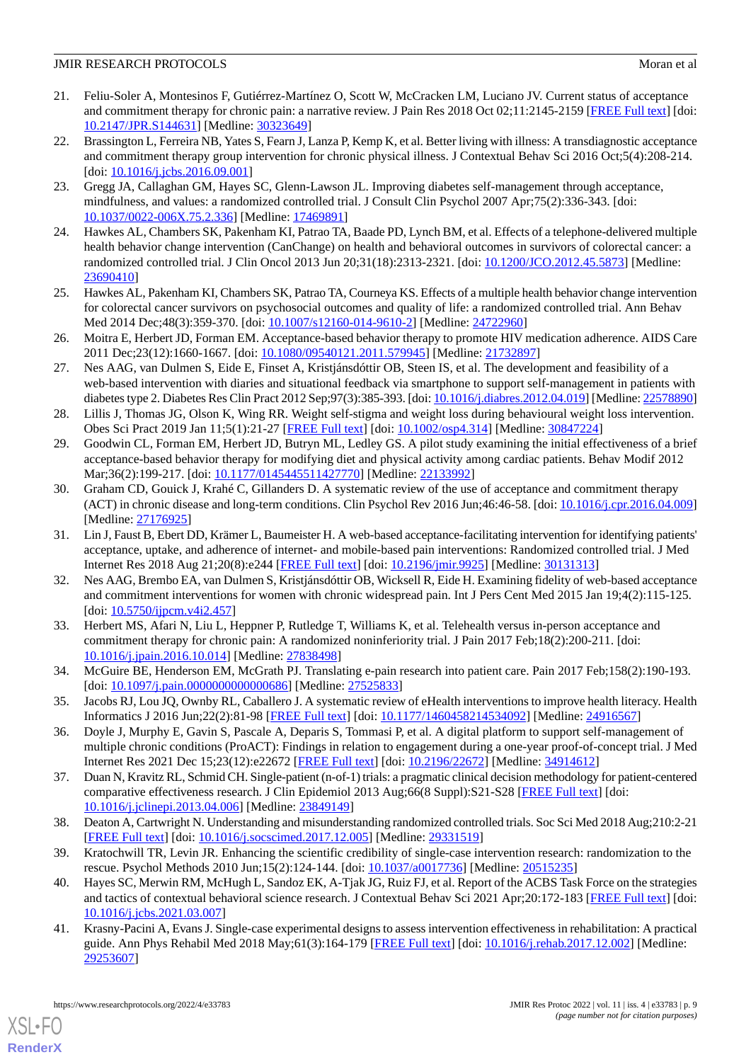21. Feliu-Soler A, Montesinos F, Gutiérrez-Martínez O, Scott W, McCracken LM, Luciano JV. Current status of acceptance and commitment therapy for chronic pain: a narrative review. J Pain Res 2018 Oct 02;11:2145-2159 [FREE Full text] [doi: 10.2147/JPR.S144631] [Medline: 30323649]
22. Brassington L, Ferreira NB, Yates S, Fearn J, Lanza P, Kemp K, et al. Better living with illness: A transdiagnostic acceptance and commitment therapy group intervention for chronic physical illness. J Contextual Behav Sci 2016 Oct;5(4):208-214. [doi: 10.1016/j.jcbs.2016.09.001]
23. Gregg JA, Callaghan GM, Hayes SC, Glenn-Lawson JL. Improving diabetes self-management through acceptance, mindfulness, and values: a randomized controlled trial. J Consult Clin Psychol 2007 Apr;75(2):336-343. [doi: 10.1037/0022-006X.75.2.336] [Medline: 17469891]
24. Hawkes AL, Chambers SK, Pakenham KI, Patrao TA, Baade PD, Lynch BM, et al. Effects of a telephone-delivered multiple health behavior change intervention (CanChange) on health and behavioral outcomes in survivors of colorectal cancer: a randomized controlled trial. J Clin Oncol 2013 Jun 20;31(18):2313-2321. [doi: 10.1200/JCO.2012.45.5873] [Medline: 23690410]
25. Hawkes AL, Pakenham KI, Chambers SK, Patrao TA, Courneya KS. Effects of a multiple health behavior change intervention for colorectal cancer survivors on psychosocial outcomes and quality of life: a randomized controlled trial. Ann Behav Med 2014 Dec;48(3):359-370. [doi: 10.1007/s12160-014-9610-2] [Medline: 24722960]
26. Moitra E, Herbert JD, Forman EM. Acceptance-based behavior therapy to promote HIV medication adherence. AIDS Care 2011 Dec;23(12):1660-1667. [doi: 10.1080/09540121.2011.579945] [Medline: 21732897]
27. Nes AAG, van Dulmen S, Eide E, Finset A, Kristjánsdóttir OB, Steen IS, et al. The development and feasibility of a web-based intervention with diaries and situational feedback via smartphone to support self-management in patients with diabetes type 2. Diabetes Res Clin Pract 2012 Sep;97(3):385-393. [doi: 10.1016/j.diabres.2012.04.019] [Medline: 22578890]
28. Lillis J, Thomas JG, Olson K, Wing RR. Weight self-stigma and weight loss during behavioural weight loss intervention. Obes Sci Pract 2019 Jan 11;5(1):21-27 [FREE Full text] [doi: 10.1002/osp4.314] [Medline: 30847224]
29. Goodwin CL, Forman EM, Herbert JD, Butryn ML, Ledley GS. A pilot study examining the initial effectiveness of a brief acceptance-based behavior therapy for modifying diet and physical activity among cardiac patients. Behav Modif 2012 Mar;36(2):199-217. [doi: 10.1177/0145445511427770] [Medline: 22133992]
30. Graham CD, Gouick J, Krahé C, Gillanders D. A systematic review of the use of acceptance and commitment therapy (ACT) in chronic disease and long-term conditions. Clin Psychol Rev 2016 Jun;46:46-58. [doi: 10.1016/j.cpr.2016.04.009] [Medline: 27176925]
31. Lin J, Faust B, Ebert DD, Krämer L, Baumeister H. A web-based acceptance-facilitating intervention for identifying patients' acceptance, uptake, and adherence of internet- and mobile-based pain interventions: Randomized controlled trial. J Med Internet Res 2018 Aug 21;20(8):e244 [FREE Full text] [doi: 10.2196/jmir.9925] [Medline: 30131313]
32. Nes AAG, Brembo EA, van Dulmen S, Kristjánsdóttir OB, Wicksell R, Eide H. Examining fidelity of web-based acceptance and commitment interventions for women with chronic widespread pain. Int J Pers Cent Med 2015 Jan 19;4(2):115-125. [doi: 10.5750/ijpcm.v4i2.457]
33. Herbert MS, Afari N, Liu L, Heppner P, Rutledge T, Williams K, et al. Telehealth versus in-person acceptance and commitment therapy for chronic pain: A randomized noninferiority trial. J Pain 2017 Feb;18(2):200-211. [doi: 10.1016/j.jpain.2016.10.014] [Medline: 27838498]
34. McGuire BE, Henderson EM, McGrath PJ. Translating e-pain research into patient care. Pain 2017 Feb;158(2):190-193. [doi: 10.1097/j.pain.0000000000000686] [Medline: 27525833]
35. Jacobs RJ, Lou JQ, Ownby RL, Caballero J. A systematic review of eHealth interventions to improve health literacy. Health Informatics J 2016 Jun;22(2):81-98 [FREE Full text] [doi: 10.1177/1460458214534092] [Medline: 24916567]
36. Doyle J, Murphy E, Gavin S, Pascale A, Deparis S, Tommasi P, et al. A digital platform to support self-management of multiple chronic conditions (ProACT): Findings in relation to engagement during a one-year proof-of-concept trial. J Med Internet Res 2021 Dec 15;23(12):e22672 [FREE Full text] [doi: 10.2196/22672] [Medline: 34914612]
37. Duan N, Kravitz RL, Schmid CH. Single-patient (n-of-1) trials: a pragmatic clinical decision methodology for patient-centered comparative effectiveness research. J Clin Epidemiol 2013 Aug;66(8 Suppl):S21-S28 [FREE Full text] [doi: 10.1016/j.jclinepi.2013.04.006] [Medline: 23849149]
38. Deaton A, Cartwright N. Understanding and misunderstanding randomized controlled trials. Soc Sci Med 2018 Aug;210:2-21 [FREE Full text] [doi: 10.1016/j.socscimed.2017.12.005] [Medline: 29331519]
39. Kratochwill TR, Levin JR. Enhancing the scientific credibility of single-case intervention research: randomization to the rescue. Psychol Methods 2010 Jun;15(2):124-144. [doi: 10.1037/a0017736] [Medline: 20515235]
40. Hayes SC, Merwin RM, McHugh L, Sandoz EK, A-Tjak JG, Ruiz FJ, et al. Report of the ACBS Task Force on the strategies and tactics of contextual behavioral science research. J Contextual Behav Sci 2021 Apr;20:172-183 [FREE Full text] [doi: 10.1016/j.jcbs.2021.03.007]
41. Krasny-Pacini A, Evans J. Single-case experimental designs to assess intervention effectiveness in rehabilitation: A practical guide. Ann Phys Rehabil Med 2018 May;61(3):164-179 [FREE Full text] [doi: 10.1016/j.rehab.2017.12.002] [Medline: 29253607]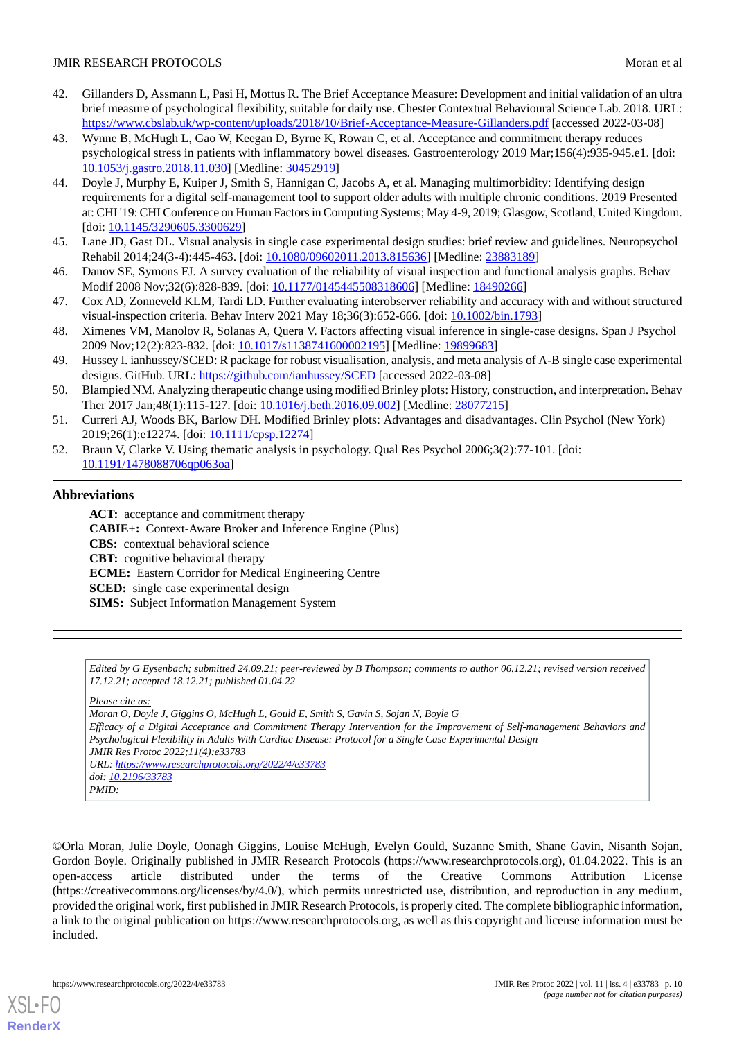42. Gillanders D, Assmann L, Pasi H, Mottus R. The Brief Acceptance Measure: Development and initial validation of an ultra brief measure of psychological flexibility, suitable for daily use. Chester Contextual Behavioural Science Lab. 2018. URL: https://www.cbslab.uk/wp-content/uploads/2018/10/Brief-Acceptance-Measure-Gillanders.pdf [accessed 2022-03-08]
43. Wynne B, McHugh L, Gao W, Keegan D, Byrne K, Rowan C, et al. Acceptance and commitment therapy reduces psychological stress in patients with inflammatory bowel diseases. Gastroenterology 2019 Mar;156(4):935-945.e1. [doi: 10.1053/j.gastro.2018.11.030] [Medline: 30452919]
44. Doyle J, Murphy E, Kuiper J, Smith S, Hannigan C, Jacobs A, et al. Managing multimorbidity: Identifying design requirements for a digital self-management tool to support older adults with multiple chronic conditions. 2019 Presented at: CHI '19: CHI Conference on Human Factors in Computing Systems; May 4-9, 2019; Glasgow, Scotland, United Kingdom. [doi: 10.1145/3290605.3300629]
45. Lane JD, Gast DL. Visual analysis in single case experimental design studies: brief review and guidelines. Neuropsychol Rehabil 2014;24(3-4):445-463. [doi: 10.1080/09602011.2013.815636] [Medline: 23883189]
46. Danov SE, Symons FJ. A survey evaluation of the reliability of visual inspection and functional analysis graphs. Behav Modif 2008 Nov;32(6):828-839. [doi: 10.1177/0145445508318606] [Medline: 18490266]
47. Cox AD, Zonneveld KLM, Tardi LD. Further evaluating interobserver reliability and accuracy with and without structured visual-inspection criteria. Behav Interv 2021 May 18;36(3):652-666. [doi: 10.1002/bin.1793]
48. Ximenes VM, Manolov R, Solanas A, Quera V. Factors affecting visual inference in single-case designs. Span J Psychol 2009 Nov;12(2):823-832. [doi: 10.1017/s1138741600002195] [Medline: 19899683]
49. Hussey I. ianhussey/SCED: R package for robust visualisation, analysis, and meta analysis of A-B single case experimental designs. GitHub. URL: https://github.com/ianhussey/SCED [accessed 2022-03-08]
50. Blampied NM. Analyzing therapeutic change using modified Brinley plots: History, construction, and interpretation. Behav Ther 2017 Jan;48(1):115-127. [doi: 10.1016/j.beth.2016.09.002] [Medline: 28077215]
51. Curreri AJ, Woods BK, Barlow DH. Modified Brinley plots: Advantages and disadvantages. Clin Psychol (New York) 2019;26(1):e12274. [doi: 10.1111/cpsp.12274]
52. Braun V, Clarke V. Using thematic analysis in psychology. Qual Res Psychol 2006;3(2):77-101. [doi: 10.1191/1478088706qp063oa]

## Abbreviations

**ACT:** acceptance and commitment therapy
**CABIE+:** Context-Aware Broker and Inference Engine (Plus)
**CBS:** contextual behavioral science
**CBT:** cognitive behavioral therapy
**ECME:** Eastern Corridor for Medical Engineering Centre
**SCED:** single case experimental design
**SIMS:** Subject Information Management System

*Edited by G Eysenbach; submitted 24.09.21; peer-reviewed by B Thompson; comments to author 06.12.21; revised version received 17.12.21; accepted 18.12.21; published 01.04.22*

*Please cite as:*
*Moran O, Doyle J, Giggins O, McHugh L, Gould E, Smith S, Gavin S, Sojan N, Boyle G*
*Efficacy of a Digital Acceptance and Commitment Therapy Intervention for the Improvement of Self-management Behaviors and Psychological Flexibility in Adults With Cardiac Disease: Protocol for a Single Case Experimental Design*
*JMIR Res Protoc 2022;11(4):e33783*
*URL: https://www.researchprotocols.org/2022/4/e33783*
*doi: 10.2196/33783*
*PMID:*

©Orla Moran, Julie Doyle, Oonagh Giggins, Louise McHugh, Evelyn Gould, Suzanne Smith, Shane Gavin, Nisanth Sojan, Gordon Boyle. Originally published in JMIR Research Protocols (https://www.researchprotocols.org), 01.04.2022. This is an open-access article distributed under the terms of the Creative Commons Attribution License (https://creativecommons.org/licenses/by/4.0/), which permits unrestricted use, distribution, and reproduction in any medium, provided the original work, first published in JMIR Research Protocols, is properly cited. The complete bibliographic information, a link to the original publication on https://www.researchprotocols.org, as well as this copyright and license information must be included.